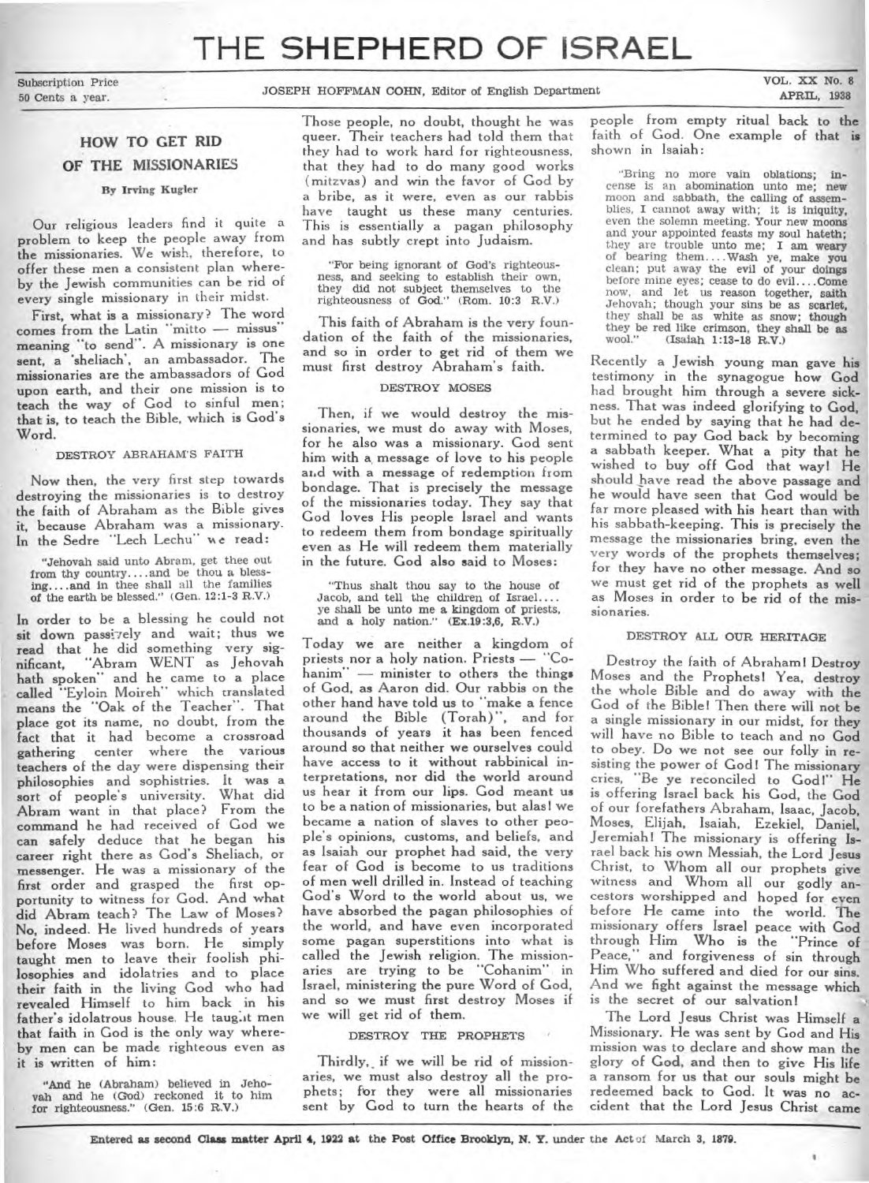# THE SHEPHERD OF ISRAEL

Subscription Price
50 Cents a year.

JOSEPH HOFFMAN COHN, Editor of English Department

VOL. XX No. 8
APRIL, 1938

## HOW TO GET RID OF THE MISSIONARIES

By Irving Kugler

Our religious leaders find it quite a problem to keep the people away from the missionaries. We wish, therefore, to offer these men a consistent plan whereby the Jewish communities can be rid of every single missionary in their midst.

First, what is a missionary? The word comes from the Latin "mitto — missus" meaning "to send". A missionary is one sent, a 'sheliach', an ambassador. The missionaries are the ambassadors of God upon earth, and their one mission is to teach the way of God to sinful men; that is, to teach the Bible, which is God's Word.

### DESTROY ABRAHAM'S FAITH

Now then, the very first step towards destroying the missionaries is to destroy the faith of Abraham as the Bible gives it, because Abraham was a missionary. In the Sedre "Lech Lechu" we read:

> "Jehovah said unto Abram, get thee out from thy country....and be thou a blessing....and in thee shall all the families of the earth be blessed." (Gen. 12:1-3 R.V.)

In order to be a blessing he could not sit down passively and wait; thus we read that he did something very significant, "Abram WENT as Jehovah hath spoken" and he came to a place called "Eyloin Moireh" which translated means the "Oak of the Teacher". That place got its name, no doubt, from the fact that it had become a crossroad gathering center where the various teachers of the day were dispensing their philosophies and sophistries. It was a sort of people's university. What did Abram want in that place? From the command he had received of God we can safely deduce that he began his career right there as God's Sheliach, or messenger. He was a missionary of the first order and grasped the first opportunity to witness for God. And what did Abram teach? The Law of Moses? No, indeed. He lived hundreds of years before Moses was born. He simply taught men to leave their foolish philosophies and idolatries and to place their faith in the living God who had revealed Himself to him back in his father's idolatrous house. He taught men that faith in God is the only way whereby men can be made righteous even as it is written of him:

> "And he (Abraham) believed in Jehovah and he (God) reckoned it to him for righteousness." (Gen. 15:6 R.V.)

Those people, no doubt, thought he was queer. Their teachers had told them that they had to work hard for righteousness, that they had to do many good works (mitzvas) and win the favor of God by a bribe, as it were, even as our rabbis have taught us these many centuries. This is essentially a pagan philosophy and has subtly crept into Judaism.

> "For being ignorant of God's righteousness, and seeking to establish their own, they did not subject themselves to the righteousness of God." (Rom. 10:3 R.V.)

This faith of Abraham is the very foundation of the faith of the missionaries, and so in order to get rid of them we must first destroy Abraham's faith.

### DESTROY MOSES

Then, if we would destroy the missionaries, we must do away with Moses, for he also was a missionary. God sent him with a message of love to his people and with a message of redemption from bondage. That is precisely the message of the missionaries today. They say that God loves His people Israel and wants to redeem them from bondage spiritually even as He will redeem them materially in the future. God also said to Moses:

> "Thus shalt thou say to the house of Jacob, and tell the children of Israel.... ye shall be unto me a kingdom of priests, and a holy nation." (Ex.19:3,6, R.V.)

Today we are neither a kingdom of priests nor a holy nation. Priests — "Cohanim" — minister to others the things of God, as Aaron did. Our rabbis on the other hand have told us to "make a fence around the Bible (Torah)", and for thousands of years it has been fenced around so that neither we ourselves could have access to it without rabbinical interpretations, nor did the world around us hear it from our lips. God meant us to be a nation of missionaries, but alas! we became a nation of slaves to other people's opinions, customs, and beliefs, and as Isaiah our prophet had said, the very fear of God is become to us traditions of men well drilled in. Instead of teaching God's Word to the world about us, we have absorbed the pagan philosophies of the world, and have even incorporated some pagan superstitions into what is called the Jewish religion. The missionaries are trying to be "Cohanim" in Israel, ministering the pure Word of God, and so we must first destroy Moses if we will get rid of them.

### DESTROY THE PROPHETS

Thirdly, if we will be rid of missionaries, we must also destroy all the prophets; for they were all missionaries sent by God to turn the hearts of the people from empty ritual back to the faith of God. One example of that is shown in Isaiah:

> "Bring no more vain oblations; incense is an abomination unto me; new moon and sabbath, the calling of assemblies, I cannot away with; it is iniquity, even the solemn meeting. Your new moons and your appointed feasts my soul hateth; they are trouble unto me; I am weary of bearing them....Wash ye, make you clean; put away the evil of your doings before mine eyes; cease to do evil....Come now, and let us reason together, saith Jehovah; though your sins be as scarlet, they shall be as white as snow; though they be red like crimson, they shall be as wool." (Isaiah 1:13-18 R.V.)

Recently a Jewish young man gave his testimony in the synagogue how God had brought him through a severe sickness. That was indeed glorifying to God, but he ended by saying that he had determined to pay God back by becoming a sabbath keeper. What a pity that he wished to buy off God that way! He should have read the above passage and he would have seen that God would be far more pleased with his heart than with his sabbath-keeping. This is precisely the message the missionaries bring, even the very words of the prophets themselves; for they have no other message. And so we must get rid of the prophets as well as Moses in order to be rid of the missionaries.

### DESTROY ALL OUR HERITAGE

Destroy the faith of Abraham! Destroy Moses and the Prophets! Yea, destroy the whole Bible and do away with the God of the Bible! Then there will not be a single missionary in our midst, for they will have no Bible to teach and no God to obey. Do we not see our folly in resisting the power of God! The missionary cries, "Be ye reconciled to God!" He is offering Israel back his God, the God of our forefathers Abraham, Isaac, Jacob, Moses, Elijah, Isaiah, Ezekiel, Daniel, Jeremiah! The missionary is offering Israel back his own Messiah, the Lord Jesus Christ, to Whom all our prophets give witness and Whom all our godly ancestors worshipped and hoped for even before He came into the world. The missionary offers Israel peace with God through Him Who is the "Prince of Peace," and forgiveness of sin through Him Who suffered and died for our sins. And we fight against the message which is the secret of our salvation!

The Lord Jesus Christ was Himself a Missionary. He was sent by God and His mission was to declare and show man the glory of God, and then to give His life a ransom for us that our souls might be redeemed back to God. It was no accident that the Lord Jesus Christ came

Entered as second Class matter April 4, 1922 at the Post Office Brooklyn, N. Y. under the Act of March 3, 1879.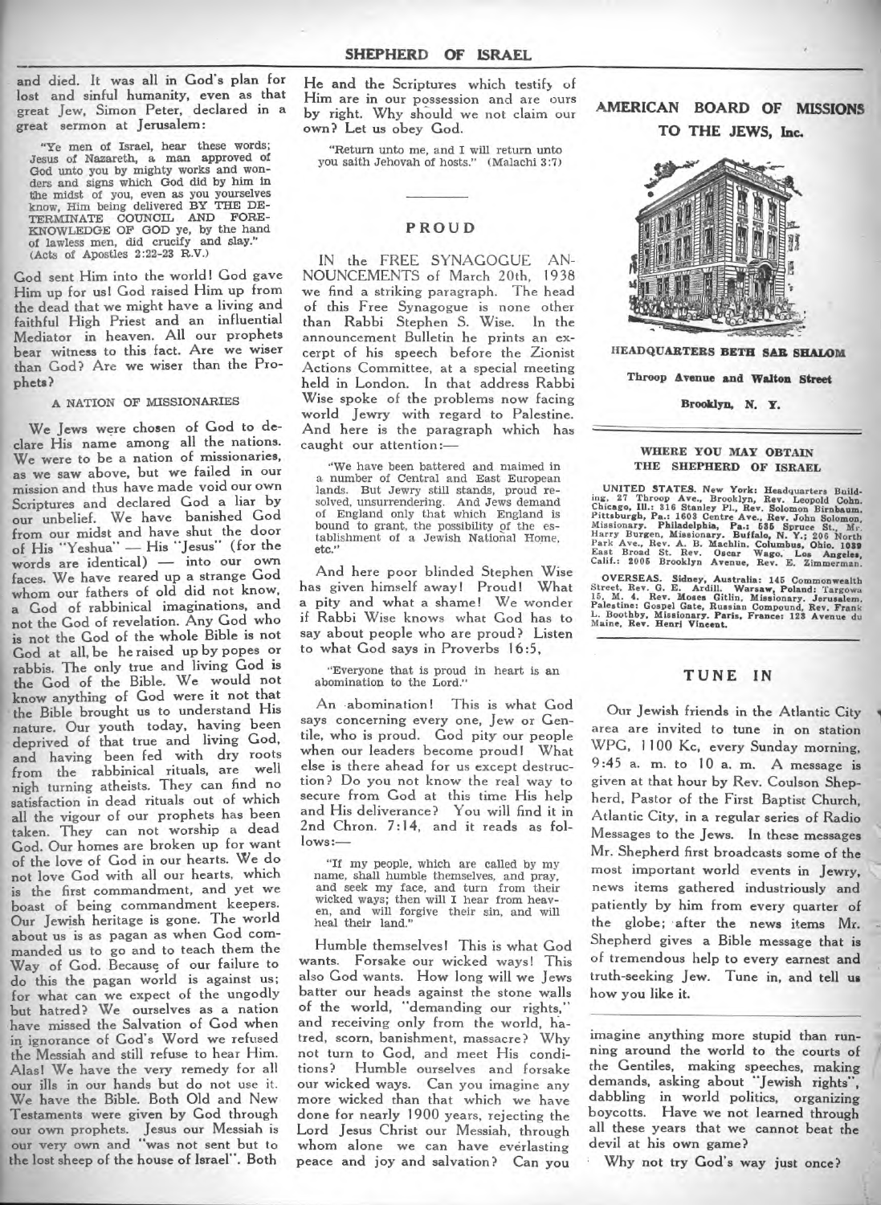and died. It was all in God's plan for lost and sinful humanity, even as that great Jew, Simon Peter, declared in a great sermon at Jerusalem:

> "Ye men of Israel, hear these words; Jesus of Nazareth, a man approved of God unto you by mighty works and wonders and signs which God did by him in the midst of you, even as you yourselves know, Him being delivered BY THE DETERMINATE COUNCIL AND FOREKNOWLEDGE OF GOD ye, by the hand of lawless men, did crucify and slay." (Acts of Apostles 2:22-23 R.V.)

God sent Him into the world! God gave Him up for us! God raised Him up from the dead that we might have a living and faithful High Priest and an influential Mediator in heaven. All our prophets bear witness to this fact. Are we wiser than God? Are we wiser than the Prophets?

### A NATION OF MISSIONARIES

We Jews were chosen of God to declare His name among all the nations. We were to be a nation of missionaries, as we saw above, but we failed in our mission and thus have made void our own Scriptures and declared God a liar by our unbelief. We have banished God from our midst and have shut the door of His "Yeshua" — His "Jesus" (for the words are identical) — into our own faces. We have reared up a strange God whom our fathers of old did not know, a God of rabbinical imaginations, and not the God of revelation. Any God who is not the God of the whole Bible is not God at all, be he raised up by popes or rabbis. The only true and living God is the God of the Bible. We would not know anything of God were it not that the Bible brought us to understand His nature. Our youth today, having been deprived of that true and living God, and having been fed with dry roots from the rabbinical rituals, are well nigh turning atheists. They can find no satisfaction in dead rituals out of which all the vigour of our prophets has been taken. They can not worship a dead God. Our homes are broken up for want of the love of God in our hearts. We do not love God with all our hearts, which is the first commandment, and yet we boast of being commandment keepers. Our Jewish heritage is gone. The world about us is as pagan as when God commanded us to go and to teach them the Way of God. Because of our failure to do this the pagan world is against us; for what can we expect of the ungodly but hatred? We ourselves as a nation have missed the Salvation of God when in ignorance of God's Word we refused the Messiah and still refuse to hear Him. Alas! We have the very remedy for all our ills in our hands but do not use it. We have the Bible. Both Old and New Testaments were given by God through our own prophets. Jesus our Messiah is our very own and "was not sent but to the lost sheep of the house of Israel". Both He and the Scriptures which testify of Him are in our possession and are ours by right. Why should we not claim our own? Let us obey God.

> "Return unto me, and I will return unto you saith Jehovah of hosts." (Malachi 3:7)

---

## PROUD

IN the FREE SYNAGOGUE ANNOUNCEMENTS of March 20th, 1938 we find a striking paragraph. The head of this Free Synagogue is none other than Rabbi Stephen S. Wise. In the announcement Bulletin he prints an excerpt of his speech before the Zionist Actions Committee, at a special meeting held in London. In that address Rabbi Wise spoke of the problems now facing world Jewry with regard to Palestine. And here is the paragraph which has caught our attention:—

> "We have been battered and maimed in a number of Central and East European lands. But Jewry still stands, proud resolved, unsurrendering. And Jews demand of England only that which England is bound to grant, the possibility of the establishment of a Jewish National Home, etc."

And here poor blinded Stephen Wise has given himself away! Proud! What a pity and what a shame! We wonder if Rabbi Wise knows what God has to say about people who are proud? Listen to what God says in Proverbs 16:5,

> "Everyone that is proud in heart is an abomination to the Lord."

An abomination! This is what God says concerning every one, Jew or Gentile, who is proud. God pity our people when our leaders become proud! What else is there ahead for us except destruction? Do you not know the real way to secure from God at this time His help and His deliverance? You will find it in 2nd Chron. 7:14, and it reads as follows:—

> "If my people, which are called by my name, shall humble themselves, and pray, and seek my face, and turn from their wicked ways; then will I hear from heaven, and will forgive their sin, and will heal their land."

Humble themselves! This is what God wants. Forsake our wicked ways! This also God wants. How long will we Jews batter our heads against the stone walls of the world, "demanding our rights," and receiving only from the world, hatred, scorn, banishment, massacre? Why not turn to God, and meet His conditions? Humble ourselves and forsake our wicked ways. Can you imagine any more wicked than that which we have done for nearly 1900 years, rejecting the Lord Jesus Christ our Messiah, through whom alone we can have everlasting peace and joy and salvation? Can you imagine anything more stupid than running around the world to the courts of the Gentiles, making speeches, making demands, asking about "Jewish rights", dabbling in world politics, organizing boycotts. Have we not learned through all these years that we cannot beat the devil at his own game?

Why not try God's way just once?

---

## AMERICAN BOARD OF MISSIONS TO THE JEWS, Inc.

HEADQUARTERS BETH SAR SHALOM

Throop Avenue and Walton Street

Brooklyn, N. Y.

---

### WHERE YOU MAY OBTAIN THE SHEPHERD OF ISRAEL

**UNITED STATES.** New York: Headquarters Building, 27 Throop Ave., Brooklyn, Rev. Leopold Cohn. Chicago, Ill.: 316 Stanley Pl., Rev. Solomon Birnbaum. Pittsburgh, Pa.: 1603 Centre Ave., Rev. John Solomon, Missionary. Philadelphia, Pa.: 535 Spruce St., Mr. Harry Burgen, Missionary. Buffalo, N. Y.; 206 North Park Ave., Rev. A. B. Machlin. Columbus, Ohio. 1039 East Broad St. Rev. Oscar Wago. Los Angeles, Calif.: 2005 Brooklyn Avenue, Rev. E. Zimmerman.

**OVERSEAS.** Sidney, Australia: 145 Commonwealth Street, Rev. G. E. Ardill. Warsaw, Poland: Targowa 15, M. 4. Rev. Moses Gitlin, Missionary. Jerusalem, Palestine: Gospel Gate, Russian Compound, Rev. Frank L. Boothby, Missionary. Paris, France: 123 Avenue du Maine, Rev. Henri Vincent.

---

## TUNE IN

Our Jewish friends in the Atlantic City area are invited to tune in on station WPG, 1100 Kc, every Sunday morning, 9:45 a. m. to 10 a. m. A message is given at that hour by Rev. Coulson Shepherd, Pastor of the First Baptist Church, Atlantic City, in a regular series of Radio Messages to the Jews. In these messages Mr. Shepherd first broadcasts some of the most important world events in Jewry, news items gathered industriously and patiently by him from every quarter of the globe; after the news items Mr. Shepherd gives a Bible message that is of tremendous help to every earnest and truth-seeking Jew. Tune in, and tell us how you like it.